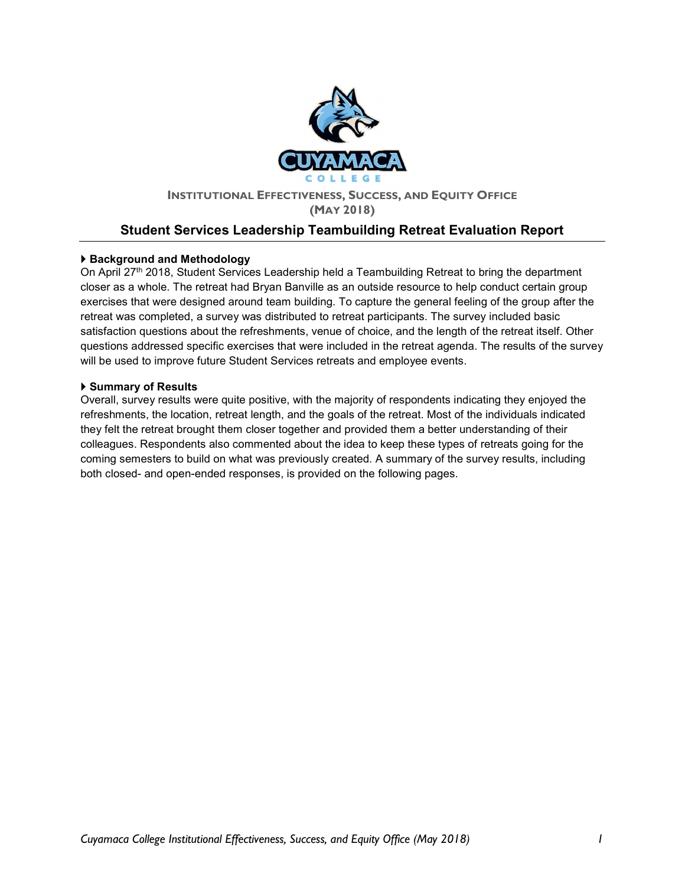# Institutional Effectiveness, Success, and Equity Office
(May 2018)

## Student Services Leadership Teambuilding Retreat Evaluation Report

### Background and Methodology

On April 27th 2018, Student Services Leadership held a Teambuilding Retreat to bring the department closer as a whole. The retreat had Bryan Banville as an outside resource to help conduct certain group exercises that were designed around team building. To capture the general feeling of the group after the retreat was completed, a survey was distributed to retreat participants. The survey included basic satisfaction questions about the refreshments, venue of choice, and the length of the retreat itself. Other questions addressed specific exercises that were included in the retreat agenda. The results of the survey will be used to improve future Student Services retreats and employee events.

### Summary of Results

Overall, survey results were quite positive, with the majority of respondents indicating they enjoyed the refreshments, the location, retreat length, and the goals of the retreat. Most of the individuals indicated they felt the retreat brought them closer together and provided them a better understanding of their colleagues. Respondents also commented about the idea to keep these types of retreats going for the coming semesters to build on what was previously created. A summary of the survey results, including both closed- and open-ended responses, is provided on the following pages.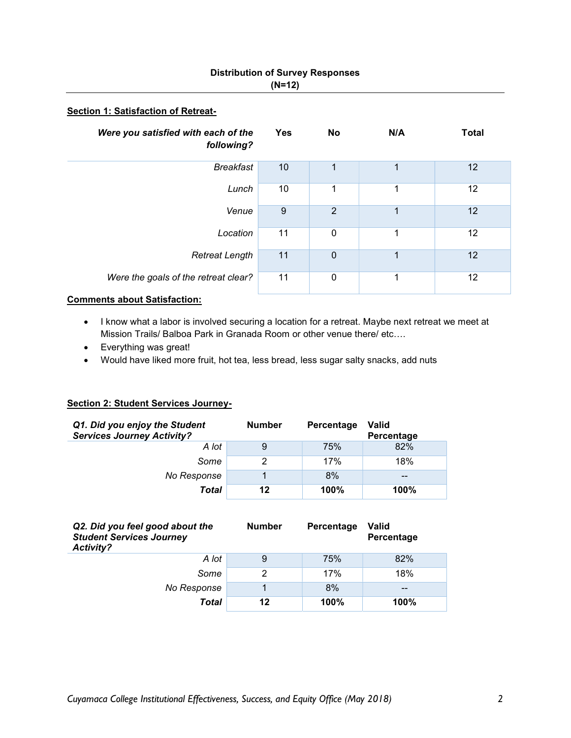**Distribution of Survey Responses**
**(N=12)**

**Section 1: Satisfaction of Retreat-**

| *Were you satisfied with each of the following?* | Yes | No | N/A | Total |
|---|---|---|---|---|
| *Breakfast* | 10 | 1 | 1 | 12 |
| *Lunch* | 10 | 1 | 1 | 12 |
| *Venue* | 9 | 2 | 1 | 12 |
| *Location* | 11 | 0 | 1 | 12 |
| *Retreat Length* | 11 | 0 | 1 | 12 |
| *Were the goals of the retreat clear?* | 11 | 0 | 1 | 12 |

**Comments about Satisfaction:**

- I know what a labor is involved securing a location for a retreat. Maybe next retreat we meet at Mission Trails/ Balboa Park in Granada Room or other venue there/ etc….
- Everything was great!
- Would have liked more fruit, hot tea, less bread, less sugar salty snacks, add nuts

**Section 2: Student Services Journey-**

| ***Q1. Did you enjoy the Student Services Journey Activity?*** | **Number** | **Percentage** | **Valid Percentage** |
|---|---|---|---|
| *A lot* | 9 | 75% | 82% |
| *Some* | 2 | 17% | 18% |
| *No Response* | 1 | 8% | -- |
| ***Total*** | **12** | **100%** | **100%** |

| ***Q2. Did you feel good about the Student Services Journey Activity?*** | **Number** | **Percentage** | **Valid Percentage** |
|---|---|---|---|
| *A lot* | 9 | 75% | 82% |
| *Some* | 2 | 17% | 18% |
| *No Response* | 1 | 8% | -- |
| ***Total*** | **12** | **100%** | **100%** |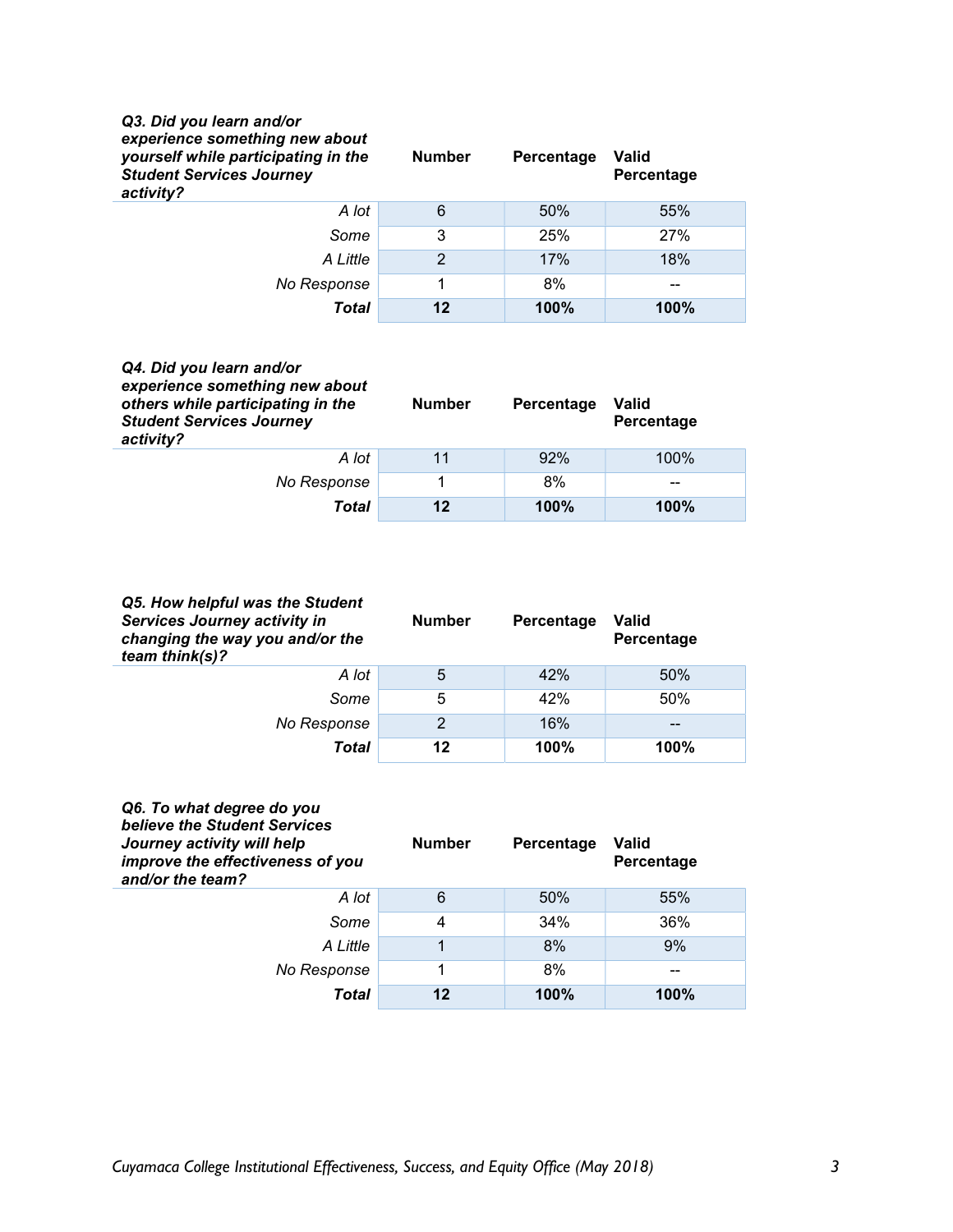| *Q3. Did you learn and/or experience something new about yourself while participating in the Student Services Journey activity?* | Number | Percentage | Valid Percentage |
|---|---|---|---|
| *A lot* | 6 | 50% | 55% |
| *Some* | 3 | 25% | 27% |
| *A Little* | 2 | 17% | 18% |
| *No Response* | 1 | 8% | -- |
| ***Total*** | **12** | **100%** | **100%** |

| *Q4. Did you learn and/or experience something new about others while participating in the Student Services Journey activity?* | Number | Percentage | Valid Percentage |
|---|---|---|---|
| *A lot* | 11 | 92% | 100% |
| *No Response* | 1 | 8% | -- |
| ***Total*** | **12** | **100%** | **100%** |

| *Q5. How helpful was the Student Services Journey activity in changing the way you and/or the team think(s)?* | Number | Percentage | Valid Percentage |
|---|---|---|---|
| *A lot* | 5 | 42% | 50% |
| *Some* | 5 | 42% | 50% |
| *No Response* | 2 | 16% | -- |
| ***Total*** | **12** | **100%** | **100%** |

| *Q6. To what degree do you believe the Student Services Journey activity will help improve the effectiveness of you and/or the team?* | Number | Percentage | Valid Percentage |
|---|---|---|---|
| *A lot* | 6 | 50% | 55% |
| *Some* | 4 | 34% | 36% |
| *A Little* | 1 | 8% | 9% |
| *No Response* | 1 | 8% | -- |
| ***Total*** | **12** | **100%** | **100%** |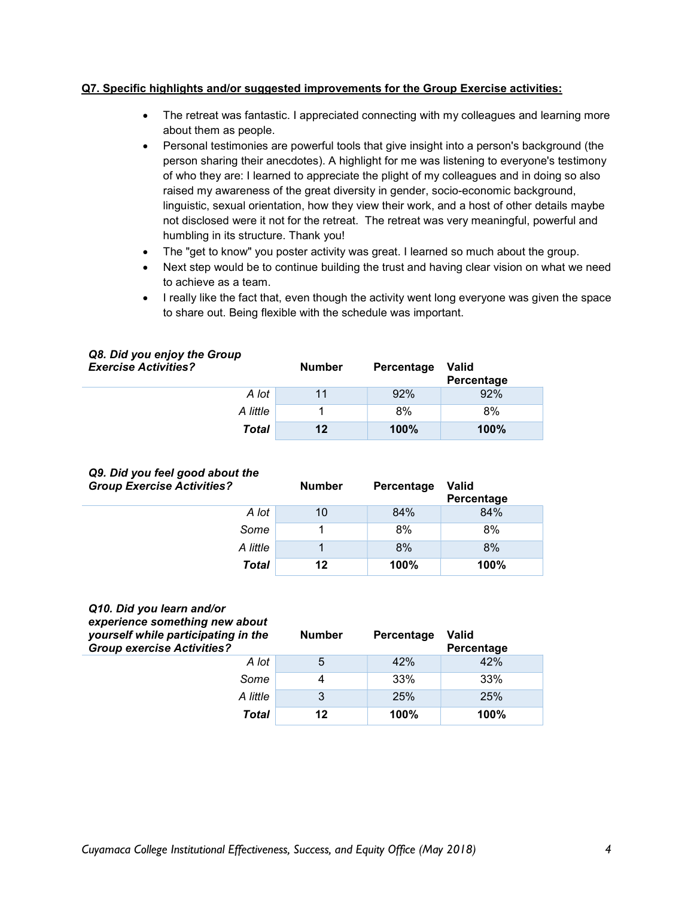**Q7. Specific highlights and/or suggested improvements for the Group Exercise activities:**

- The retreat was fantastic. I appreciated connecting with my colleagues and learning more about them as people.
- Personal testimonies are powerful tools that give insight into a person's background (the person sharing their anecdotes). A highlight for me was listening to everyone's testimony of who they are: I learned to appreciate the plight of my colleagues and in doing so also raised my awareness of the great diversity in gender, socio-economic background, linguistic, sexual orientation, how they view their work, and a host of other details maybe not disclosed were it not for the retreat. The retreat was very meaningful, powerful and humbling in its structure. Thank you!
- The "get to know" you poster activity was great. I learned so much about the group.
- Next step would be to continue building the trust and having clear vision on what we need to achieve as a team.
- I really like the fact that, even though the activity went long everyone was given the space to share out. Being flexible with the schedule was important.

| ***Q8. Did you enjoy the Group Exercise Activities?*** | **Number** | **Percentage** | **Valid Percentage** |
|---|---|---|---|
| *A lot* | 11 | 92% | 92% |
| *A little* | 1 | 8% | 8% |
| ***Total*** | **12** | **100%** | **100%** |

| ***Q9. Did you feel good about the Group Exercise Activities?*** | **Number** | **Percentage** | **Valid Percentage** |
|---|---|---|---|
| *A lot* | 10 | 84% | 84% |
| *Some* | 1 | 8% | 8% |
| *A little* | 1 | 8% | 8% |
| ***Total*** | **12** | **100%** | **100%** |

| ***Q10. Did you learn and/or experience something new about yourself while participating in the Group exercise Activities?*** | **Number** | **Percentage** | **Valid Percentage** |
|---|---|---|---|
| *A lot* | 5 | 42% | 42% |
| *Some* | 4 | 33% | 33% |
| *A little* | 3 | 25% | 25% |
| ***Total*** | **12** | **100%** | **100%** |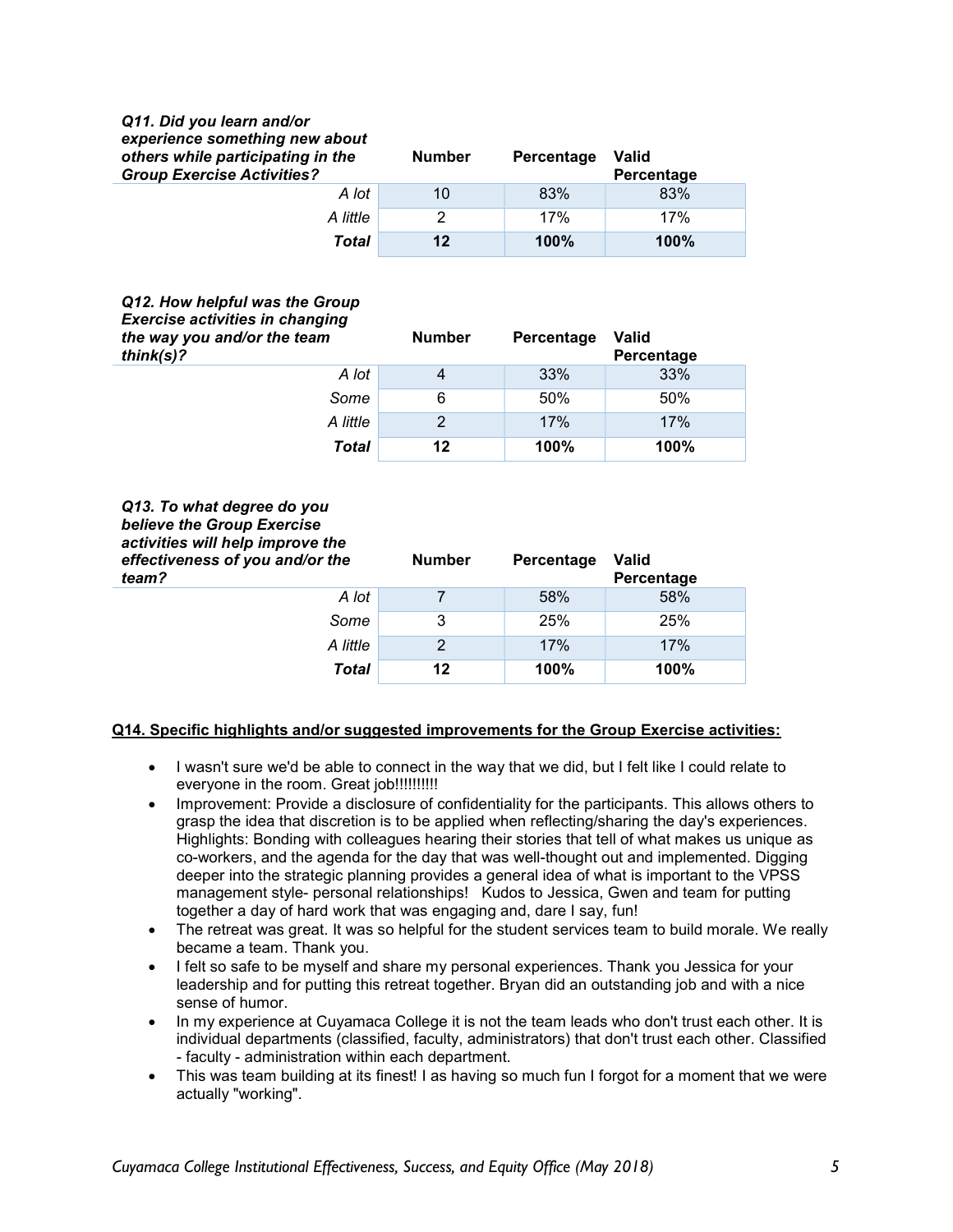| *Q11. Did you learn and/or experience something new about others while participating in the Group Exercise Activities?* | Number | Percentage | Valid Percentage |
|---|---|---|---|
| *A lot* | 10 | 83% | 83% |
| *A little* | 2 | 17% | 17% |
| ***Total*** | **12** | **100%** | **100%** |

| *Q12. How helpful was the Group Exercise activities in changing the way you and/or the team think(s)?* | Number | Percentage | Valid Percentage |
|---|---|---|---|
| *A lot* | 4 | 33% | 33% |
| *Some* | 6 | 50% | 50% |
| *A little* | 2 | 17% | 17% |
| ***Total*** | **12** | **100%** | **100%** |

| *Q13. To what degree do you believe the Group Exercise activities will help improve the effectiveness of you and/or the team?* | Number | Percentage | Valid Percentage |
|---|---|---|---|
| *A lot* | 7 | 58% | 58% |
| *Some* | 3 | 25% | 25% |
| *A little* | 2 | 17% | 17% |
| ***Total*** | **12** | **100%** | **100%** |

**Q14. Specific highlights and/or suggested improvements for the Group Exercise activities:**

- I wasn't sure we'd be able to connect in the way that we did, but I felt like I could relate to everyone in the room. Great job!!!!!!!!!!
- Improvement: Provide a disclosure of confidentiality for the participants. This allows others to grasp the idea that discretion is to be applied when reflecting/sharing the day's experiences. Highlights: Bonding with colleagues hearing their stories that tell of what makes us unique as co-workers, and the agenda for the day that was well-thought out and implemented. Digging deeper into the strategic planning provides a general idea of what is important to the VPSS management style- personal relationships! Kudos to Jessica, Gwen and team for putting together a day of hard work that was engaging and, dare I say, fun!
- The retreat was great. It was so helpful for the student services team to build morale. We really became a team. Thank you.
- I felt so safe to be myself and share my personal experiences. Thank you Jessica for your leadership and for putting this retreat together. Bryan did an outstanding job and with a nice sense of humor.
- In my experience at Cuyamaca College it is not the team leads who don't trust each other. It is individual departments (classified, faculty, administrators) that don't trust each other. Classified - faculty - administration within each department.
- This was team building at its finest! I as having so much fun I forgot for a moment that we were actually "working".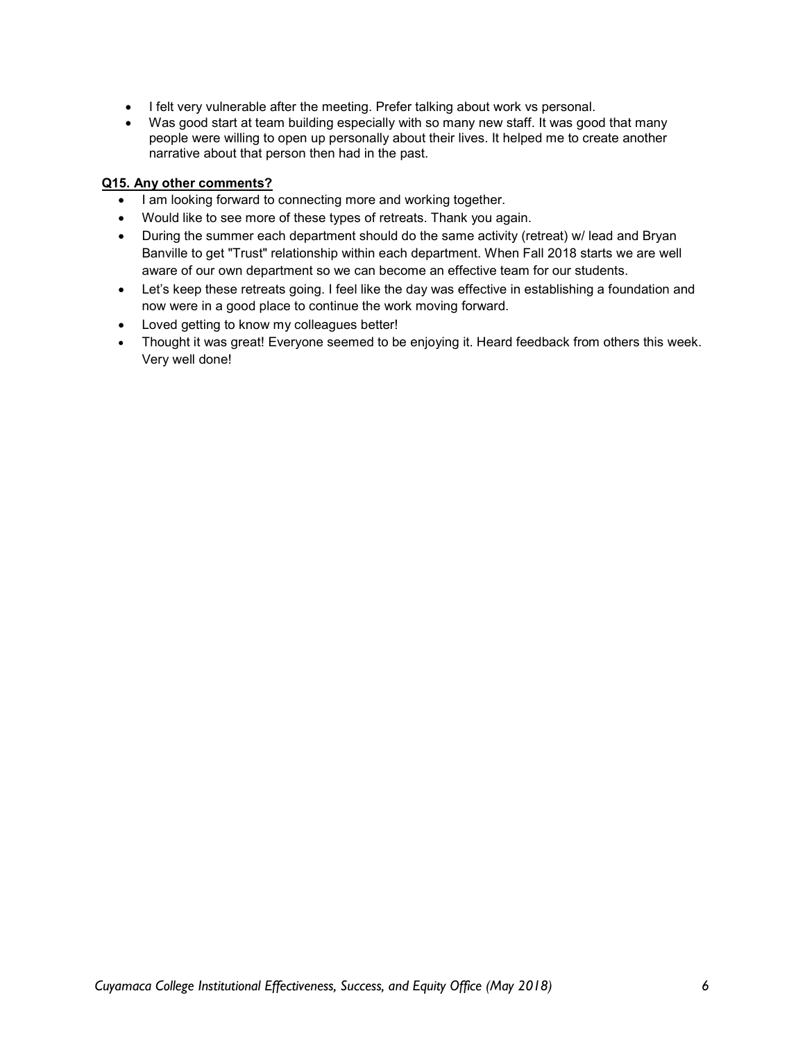- I felt very vulnerable after the meeting. Prefer talking about work vs personal.
- Was good start at team building especially with so many new staff. It was good that many people were willing to open up personally about their lives. It helped me to create another narrative about that person then had in the past.

**Q15. Any other comments?**

- I am looking forward to connecting more and working together.
- Would like to see more of these types of retreats. Thank you again.
- During the summer each department should do the same activity (retreat) w/ lead and Bryan Banville to get "Trust" relationship within each department. When Fall 2018 starts we are well aware of our own department so we can become an effective team for our students.
- Let's keep these retreats going. I feel like the day was effective in establishing a foundation and now were in a good place to continue the work moving forward.
- Loved getting to know my colleagues better!
- Thought it was great! Everyone seemed to be enjoying it. Heard feedback from others this week. Very well done!